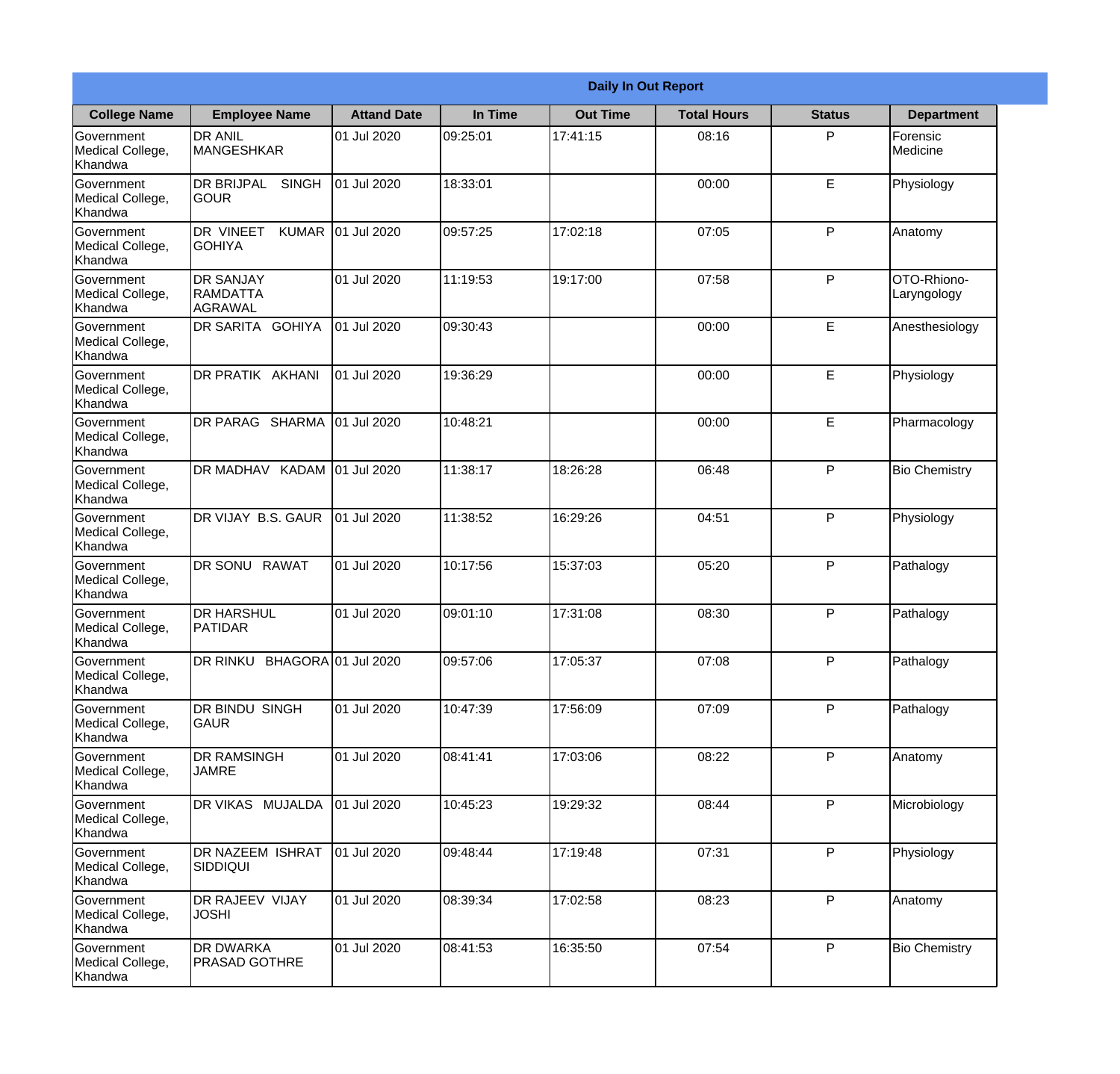| Daily In Out Report | | | | | | | |
|---|---|---|---|---|---|---|---|
| **College Name** | **Employee Name** | **Attand Date** | **In Time** | **Out Time** | **Total Hours** | **Status** | **Department** |
| Government Medical College, Khandwa | DR ANIL MANGESHKAR | 01 Jul 2020 | 09:25:01 | 17:41:15 | 08:16 | P | Forensic Medicine |
| Government Medical College, Khandwa | DR BRIJPAL SINGH GOUR | 01 Jul 2020 | 18:33:01 | | 00:00 | E | Physiology |
| Government Medical College, Khandwa | DR VINEET KUMAR GOHIYA | 01 Jul 2020 | 09:57:25 | 17:02:18 | 07:05 | P | Anatomy |
| Government Medical College, Khandwa | DR SANJAY RAMDATTA AGRAWAL | 01 Jul 2020 | 11:19:53 | 19:17:00 | 07:58 | P | OTO-Rhiono-Laryngology |
| Government Medical College, Khandwa | DR SARITA GOHIYA | 01 Jul 2020 | 09:30:43 | | 00:00 | E | Anesthesiology |
| Government Medical College, Khandwa | DR PRATIK AKHANI | 01 Jul 2020 | 19:36:29 | | 00:00 | E | Physiology |
| Government Medical College, Khandwa | DR PARAG SHARMA | 01 Jul 2020 | 10:48:21 | | 00:00 | E | Pharmacology |
| Government Medical College, Khandwa | DR MADHAV KADAM | 01 Jul 2020 | 11:38:17 | 18:26:28 | 06:48 | P | Bio Chemistry |
| Government Medical College, Khandwa | DR VIJAY B.S. GAUR | 01 Jul 2020 | 11:38:52 | 16:29:26 | 04:51 | P | Physiology |
| Government Medical College, Khandwa | DR SONU RAWAT | 01 Jul 2020 | 10:17:56 | 15:37:03 | 05:20 | P | Pathalogy |
| Government Medical College, Khandwa | DR HARSHUL PATIDAR | 01 Jul 2020 | 09:01:10 | 17:31:08 | 08:30 | P | Pathalogy |
| Government Medical College, Khandwa | DR RINKU BHAGORA | 01 Jul 2020 | 09:57:06 | 17:05:37 | 07:08 | P | Pathalogy |
| Government Medical College, Khandwa | DR BINDU SINGH GAUR | 01 Jul 2020 | 10:47:39 | 17:56:09 | 07:09 | P | Pathalogy |
| Government Medical College, Khandwa | DR RAMSINGH JAMRE | 01 Jul 2020 | 08:41:41 | 17:03:06 | 08:22 | P | Anatomy |
| Government Medical College, Khandwa | DR VIKAS MUJALDA | 01 Jul 2020 | 10:45:23 | 19:29:32 | 08:44 | P | Microbiology |
| Government Medical College, Khandwa | DR NAZEEM ISHRAT SIDDIQUI | 01 Jul 2020 | 09:48:44 | 17:19:48 | 07:31 | P | Physiology |
| Government Medical College, Khandwa | DR RAJEEV VIJAY JOSHI | 01 Jul 2020 | 08:39:34 | 17:02:58 | 08:23 | P | Anatomy |
| Government Medical College, Khandwa | DR DWARKA PRASAD GOTHRE | 01 Jul 2020 | 08:41:53 | 16:35:50 | 07:54 | P | Bio Chemistry |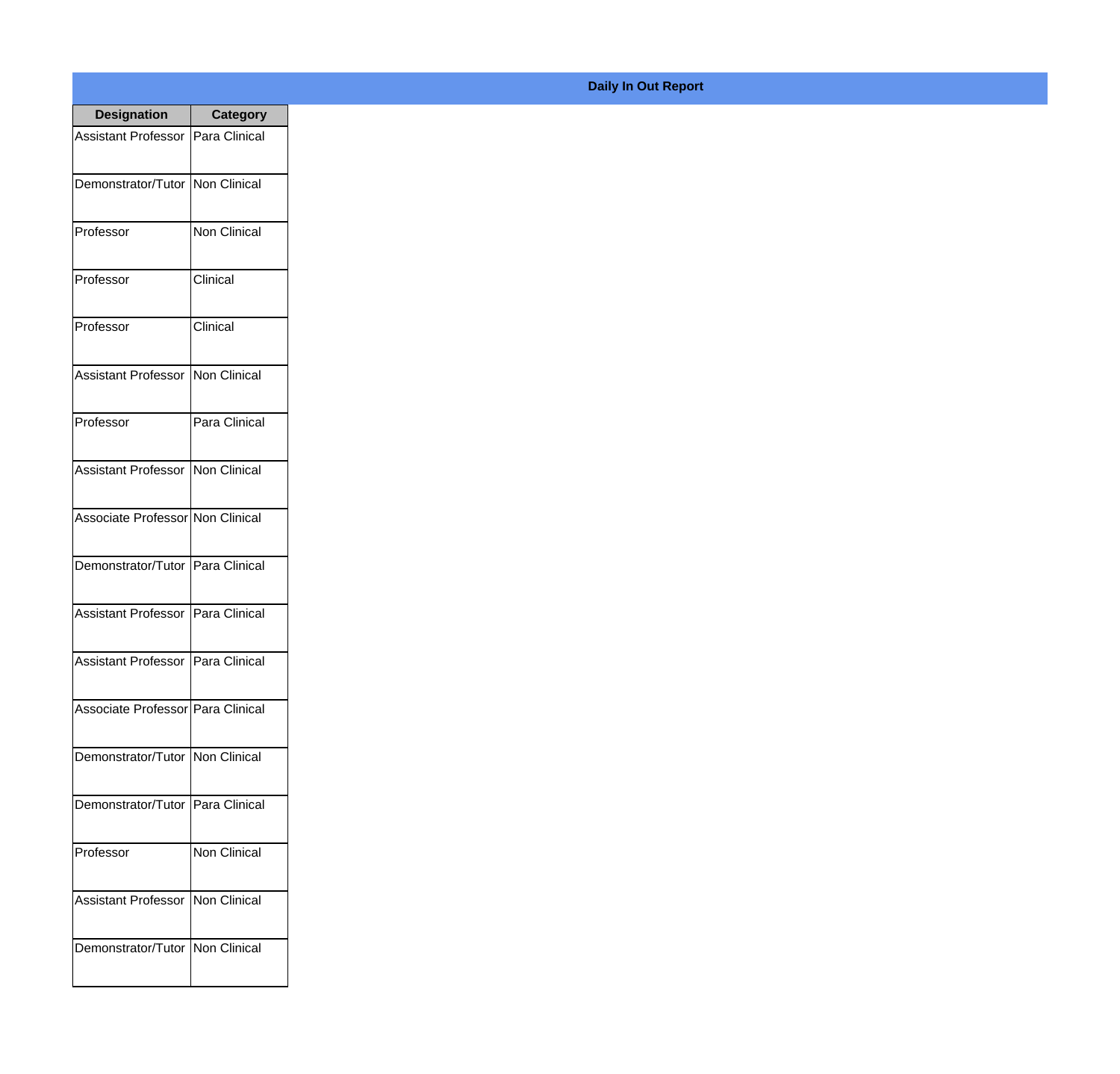## Daily In Out Report

| Designation | Category |
|---|---|
| Assistant Professor | Para Clinical |
| Demonstrator/Tutor | Non Clinical |
| Professor | Non Clinical |
| Professor | Clinical |
| Professor | Clinical |
| Assistant Professor | Non Clinical |
| Professor | Para Clinical |
| Assistant Professor | Non Clinical |
| Associate Professor | Non Clinical |
| Demonstrator/Tutor | Para Clinical |
| Assistant Professor | Para Clinical |
| Assistant Professor | Para Clinical |
| Associate Professor | Para Clinical |
| Demonstrator/Tutor | Non Clinical |
| Demonstrator/Tutor | Para Clinical |
| Professor | Non Clinical |
| Assistant Professor | Non Clinical |
| Demonstrator/Tutor | Non Clinical |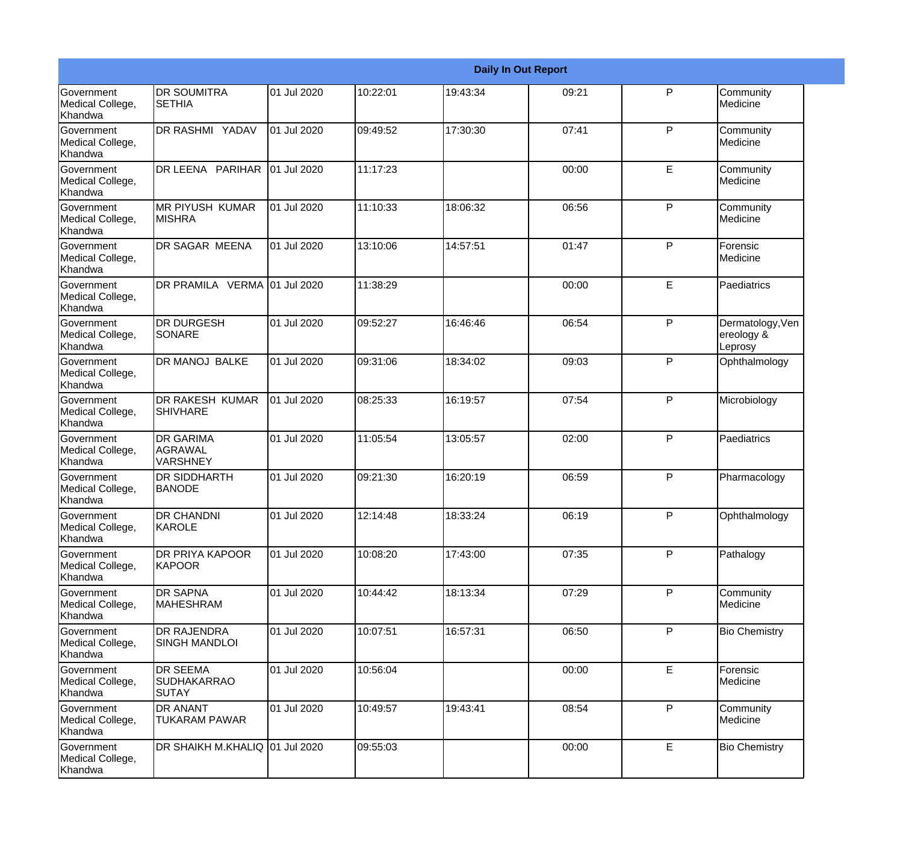| Daily In Out Report | | | | | | | |
|---|---|---|---|---|---|---|---|
| Government Medical College, Khandwa | DR SOUMITRA SETHIA | 01 Jul 2020 | 10:22:01 | 19:43:34 | 09:21 | P | Community Medicine |
| Government Medical College, Khandwa | DR RASHMI YADAV | 01 Jul 2020 | 09:49:52 | 17:30:30 | 07:41 | P | Community Medicine |
| Government Medical College, Khandwa | DR LEENA PARIHAR | 01 Jul 2020 | 11:17:23 | | 00:00 | E | Community Medicine |
| Government Medical College, Khandwa | MR PIYUSH KUMAR MISHRA | 01 Jul 2020 | 11:10:33 | 18:06:32 | 06:56 | P | Community Medicine |
| Government Medical College, Khandwa | DR SAGAR MEENA | 01 Jul 2020 | 13:10:06 | 14:57:51 | 01:47 | P | Forensic Medicine |
| Government Medical College, Khandwa | DR PRAMILA VERMA | 01 Jul 2020 | 11:38:29 | | 00:00 | E | Paediatrics |
| Government Medical College, Khandwa | DR DURGESH SONARE | 01 Jul 2020 | 09:52:27 | 16:46:46 | 06:54 | P | Dermatology,Venereology & Leprosy |
| Government Medical College, Khandwa | DR MANOJ BALKE | 01 Jul 2020 | 09:31:06 | 18:34:02 | 09:03 | P | Ophthalmology |
| Government Medical College, Khandwa | DR RAKESH KUMAR SHIVHARE | 01 Jul 2020 | 08:25:33 | 16:19:57 | 07:54 | P | Microbiology |
| Government Medical College, Khandwa | DR GARIMA AGRAWAL VARSHNEY | 01 Jul 2020 | 11:05:54 | 13:05:57 | 02:00 | P | Paediatrics |
| Government Medical College, Khandwa | DR SIDDHARTH BANODE | 01 Jul 2020 | 09:21:30 | 16:20:19 | 06:59 | P | Pharmacology |
| Government Medical College, Khandwa | DR CHANDNI KAROLE | 01 Jul 2020 | 12:14:48 | 18:33:24 | 06:19 | P | Ophthalmology |
| Government Medical College, Khandwa | DR PRIYA KAPOOR KAPOOR | 01 Jul 2020 | 10:08:20 | 17:43:00 | 07:35 | P | Pathalogy |
| Government Medical College, Khandwa | DR SAPNA MAHESHRAM | 01 Jul 2020 | 10:44:42 | 18:13:34 | 07:29 | P | Community Medicine |
| Government Medical College, Khandwa | DR RAJENDRA SINGH MANDLOI | 01 Jul 2020 | 10:07:51 | 16:57:31 | 06:50 | P | Bio Chemistry |
| Government Medical College, Khandwa | DR SEEMA SUDHAKARRAO SUTAY | 01 Jul 2020 | 10:56:04 | | 00:00 | E | Forensic Medicine |
| Government Medical College, Khandwa | DR ANANT TUKARAM PAWAR | 01 Jul 2020 | 10:49:57 | 19:43:41 | 08:54 | P | Community Medicine |
| Government Medical College, Khandwa | DR SHAIKH M.KHALIQ | 01 Jul 2020 | 09:55:03 | | 00:00 | E | Bio Chemistry |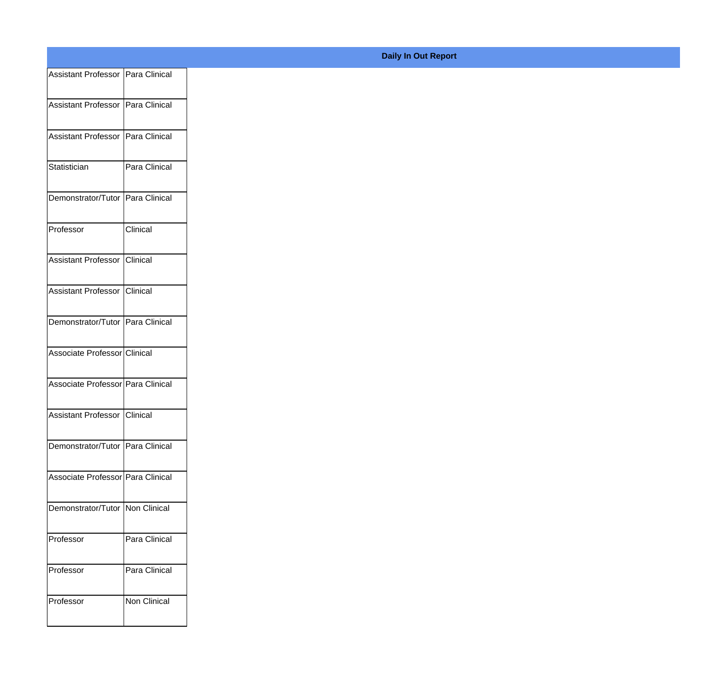**Daily In Out Report**

| | |
|---|---|
| Assistant Professor | Para Clinical |
| Assistant Professor | Para Clinical |
| Assistant Professor | Para Clinical |
| Statistician | Para Clinical |
| Demonstrator/Tutor | Para Clinical |
| Professor | Clinical |
| Assistant Professor | Clinical |
| Assistant Professor | Clinical |
| Demonstrator/Tutor | Para Clinical |
| Associate Professor | Clinical |
| Associate Professor | Para Clinical |
| Assistant Professor | Clinical |
| Demonstrator/Tutor | Para Clinical |
| Associate Professor | Para Clinical |
| Demonstrator/Tutor | Non Clinical |
| Professor | Para Clinical |
| Professor | Para Clinical |
| Professor | Non Clinical |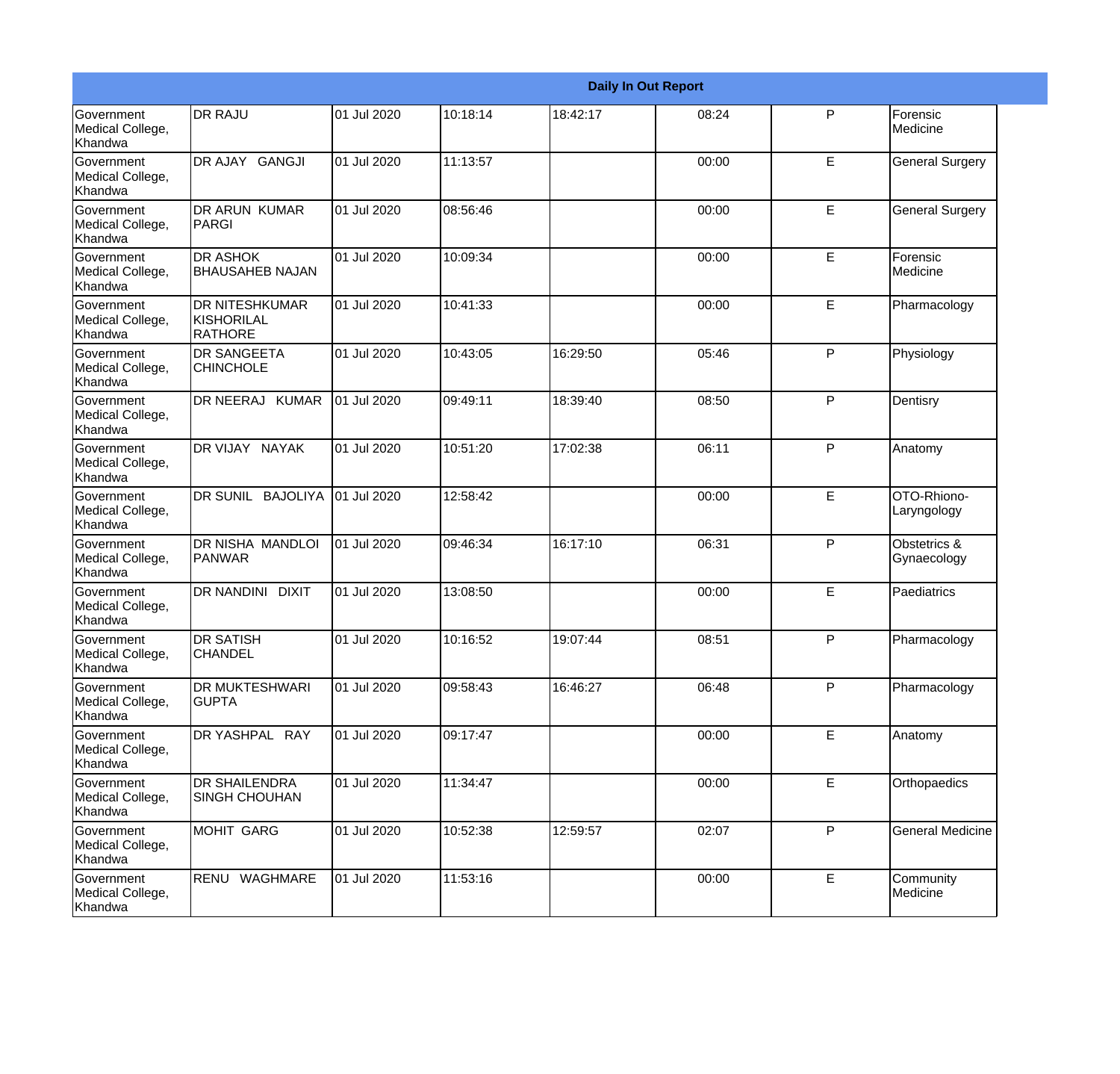| Daily In Out Report | | | | | | | |
|---|---|---|---|---|---|---|---|
| Government Medical College, Khandwa | DR RAJU | 01 Jul 2020 | 10:18:14 | 18:42:17 | 08:24 | P | Forensic Medicine |
| Government Medical College, Khandwa | DR AJAY GANGJI | 01 Jul 2020 | 11:13:57 | | 00:00 | E | General Surgery |
| Government Medical College, Khandwa | DR ARUN KUMAR PARGI | 01 Jul 2020 | 08:56:46 | | 00:00 | E | General Surgery |
| Government Medical College, Khandwa | DR ASHOK BHAUSAHEB NAJAN | 01 Jul 2020 | 10:09:34 | | 00:00 | E | Forensic Medicine |
| Government Medical College, Khandwa | DR NITESHKUMAR KISHORILAL RATHORE | 01 Jul 2020 | 10:41:33 | | 00:00 | E | Pharmacology |
| Government Medical College, Khandwa | DR SANGEETA CHINCHOLE | 01 Jul 2020 | 10:43:05 | 16:29:50 | 05:46 | P | Physiology |
| Government Medical College, Khandwa | DR NEERAJ KUMAR | 01 Jul 2020 | 09:49:11 | 18:39:40 | 08:50 | P | Dentisry |
| Government Medical College, Khandwa | DR VIJAY NAYAK | 01 Jul 2020 | 10:51:20 | 17:02:38 | 06:11 | P | Anatomy |
| Government Medical College, Khandwa | DR SUNIL BAJOLIYA | 01 Jul 2020 | 12:58:42 | | 00:00 | E | OTO-Rhiono-Laryngology |
| Government Medical College, Khandwa | DR NISHA MANDLOI PANWAR | 01 Jul 2020 | 09:46:34 | 16:17:10 | 06:31 | P | Obstetrics & Gynaecology |
| Government Medical College, Khandwa | DR NANDINI DIXIT | 01 Jul 2020 | 13:08:50 | | 00:00 | E | Paediatrics |
| Government Medical College, Khandwa | DR SATISH CHANDEL | 01 Jul 2020 | 10:16:52 | 19:07:44 | 08:51 | P | Pharmacology |
| Government Medical College, Khandwa | DR MUKTESHWARI GUPTA | 01 Jul 2020 | 09:58:43 | 16:46:27 | 06:48 | P | Pharmacology |
| Government Medical College, Khandwa | DR YASHPAL RAY | 01 Jul 2020 | 09:17:47 | | 00:00 | E | Anatomy |
| Government Medical College, Khandwa | DR SHAILENDRA SINGH CHOUHAN | 01 Jul 2020 | 11:34:47 | | 00:00 | E | Orthopaedics |
| Government Medical College, Khandwa | MOHIT GARG | 01 Jul 2020 | 10:52:38 | 12:59:57 | 02:07 | P | General Medicine |
| Government Medical College, Khandwa | RENU WAGHMARE | 01 Jul 2020 | 11:53:16 | | 00:00 | E | Community Medicine |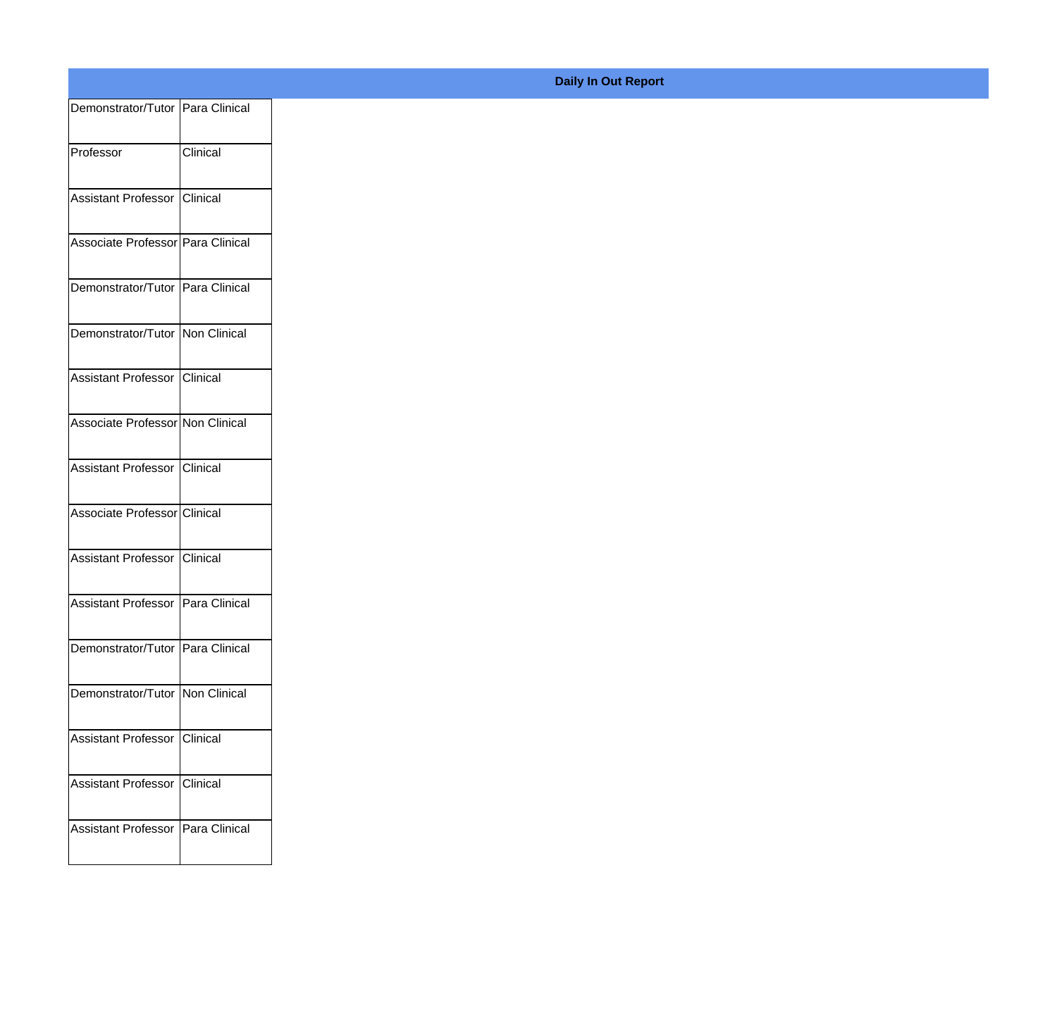**Daily In Out Report**

| | |
|---|---|
| Demonstrator/Tutor | Para Clinical |
| Professor | Clinical |
| Assistant Professor | Clinical |
| Associate Professor | Para Clinical |
| Demonstrator/Tutor | Para Clinical |
| Demonstrator/Tutor | Non Clinical |
| Assistant Professor | Clinical |
| Associate Professor | Non Clinical |
| Assistant Professor | Clinical |
| Associate Professor | Clinical |
| Assistant Professor | Clinical |
| Assistant Professor | Para Clinical |
| Demonstrator/Tutor | Para Clinical |
| Demonstrator/Tutor | Non Clinical |
| Assistant Professor | Clinical |
| Assistant Professor | Clinical |
| Assistant Professor | Para Clinical |